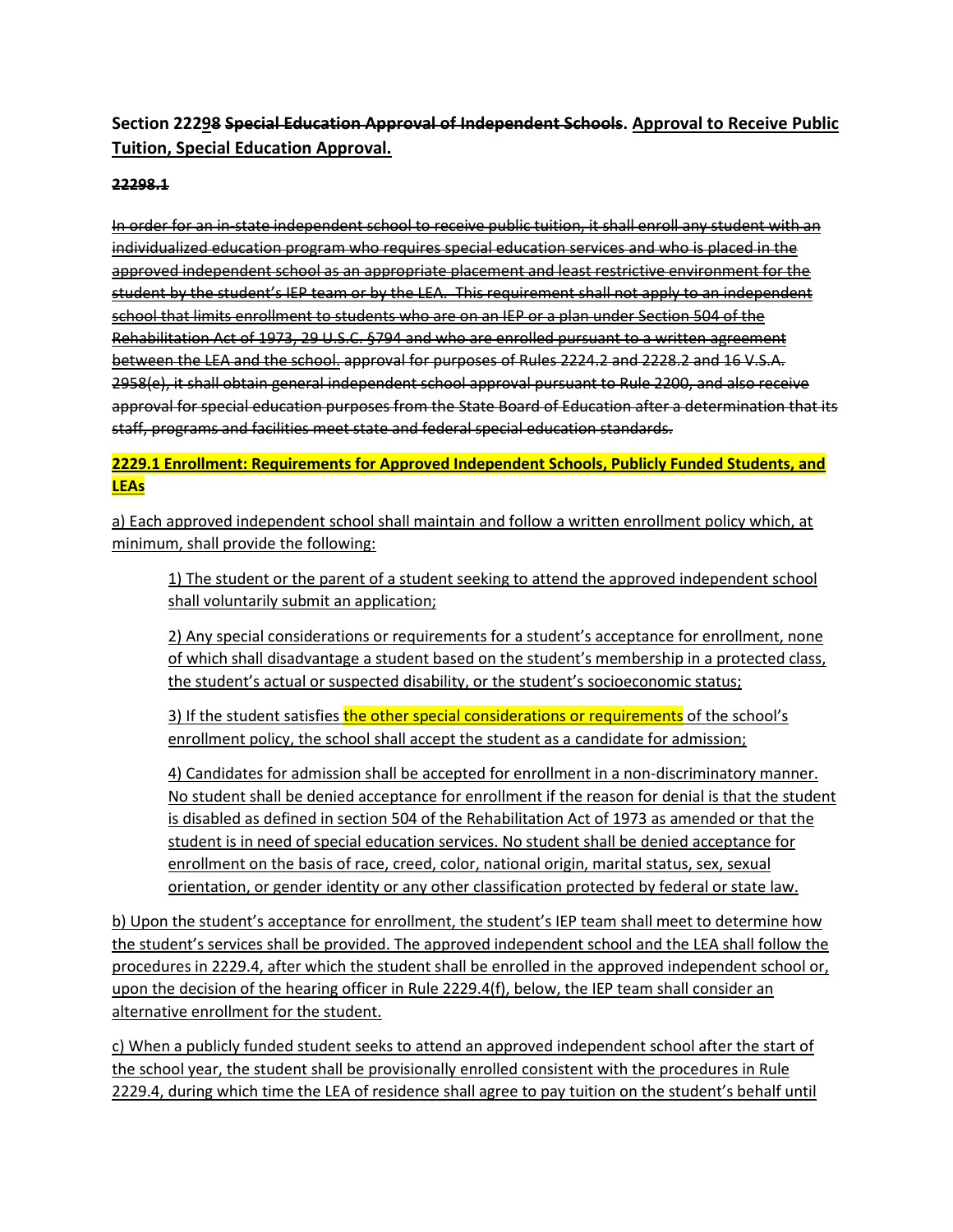**Section 2229~~8~~ ~~Special Education Approval of Independent Schools~~. Approval to Receive Public Tuition, Special Education Approval.**

~~**2298.1**~~

~~In order for an in-state independent school to receive public tuition, it shall enroll any student with an individualized education program who requires special education services and who is placed in the approved independent school as an appropriate placement and least restrictive environment for the student by the student's IEP team or by the LEA. This requirement shall not apply to an independent school that limits enrollment to students who are on an IEP or a plan under Section 504 of the Rehabilitation Act of 1973, 29 U.S.C. §794 and who are enrolled pursuant to a written agreement between the LEA and the school. approval for purposes of Rules 2224.2 and 2228.2 and 16 V.S.A. 2958(e), it shall obtain general independent school approval pursuant to Rule 2200, and also receive approval for special education purposes from the State Board of Education after a determination that its staff, programs and facilities meet state and federal special education standards.~~

**2229.1 Enrollment: Requirements for Approved Independent Schools, Publicly Funded Students, and LEAs**

a) Each approved independent school shall maintain and follow a written enrollment policy which, at minimum, shall provide the following:

> 1) The student or the parent of a student seeking to attend the approved independent school shall voluntarily submit an application;
>
> 2) Any special considerations or requirements for a student's acceptance for enrollment, none of which shall disadvantage a student based on the student's membership in a protected class, the student's actual or suspected disability, or the student's socioeconomic status;
>
> 3) If the student satisfies the other special considerations or requirements of the school's enrollment policy, the school shall accept the student as a candidate for admission;
>
> 4) Candidates for admission shall be accepted for enrollment in a non-discriminatory manner. No student shall be denied acceptance for enrollment if the reason for denial is that the student is disabled as defined in section 504 of the Rehabilitation Act of 1973 as amended or that the student is in need of special education services. No student shall be denied acceptance for enrollment on the basis of race, creed, color, national origin, marital status, sex, sexual orientation, or gender identity or any other classification protected by federal or state law.

b) Upon the student's acceptance for enrollment, the student's IEP team shall meet to determine how the student's services shall be provided. The approved independent school and the LEA shall follow the procedures in 2229.4, after which the student shall be enrolled in the approved independent school or, upon the decision of the hearing officer in Rule 2229.4(f), below, the IEP team shall consider an alternative enrollment for the student.

c) When a publicly funded student seeks to attend an approved independent school after the start of the school year, the student shall be provisionally enrolled consistent with the procedures in Rule 2229.4, during which time the LEA of residence shall agree to pay tuition on the student's behalf until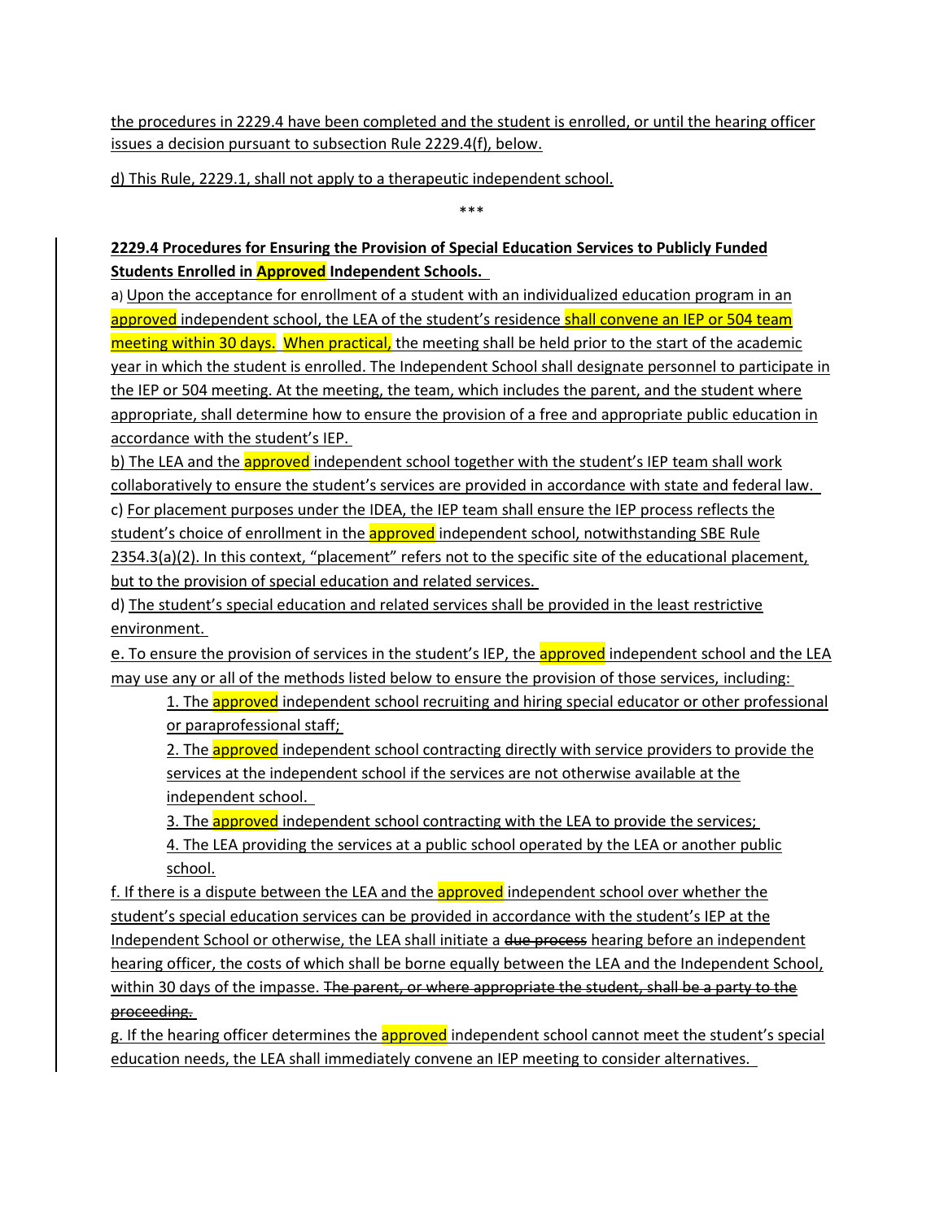the procedures in 2229.4 have been completed and the student is enrolled, or until the hearing officer issues a decision pursuant to subsection Rule 2229.4(f), below.

d) This Rule, 2229.1, shall not apply to a therapeutic independent school.

\*\*\*

**2229.4 Procedures for Ensuring the Provision of Special Education Services to Publicly Funded Students Enrolled in Approved Independent Schools.**

a) Upon the acceptance for enrollment of a student with an individualized education program in an approved independent school, the LEA of the student's residence shall convene an IEP or 504 team meeting within 30 days. When practical, the meeting shall be held prior to the start of the academic year in which the student is enrolled. The Independent School shall designate personnel to participate in the IEP or 504 meeting. At the meeting, the team, which includes the parent, and the student where appropriate, shall determine how to ensure the provision of a free and appropriate public education in accordance with the student's IEP.

b) The LEA and the approved independent school together with the student's IEP team shall work collaboratively to ensure the student's services are provided in accordance with state and federal law.

c) For placement purposes under the IDEA, the IEP team shall ensure the IEP process reflects the student's choice of enrollment in the approved independent school, notwithstanding SBE Rule 2354.3(a)(2). In this context, "placement" refers not to the specific site of the educational placement, but to the provision of special education and related services.

d) The student's special education and related services shall be provided in the least restrictive environment.

e. To ensure the provision of services in the student's IEP, the approved independent school and the LEA may use any or all of the methods listed below to ensure the provision of those services, including:

1. The approved independent school recruiting and hiring special educator or other professional or paraprofessional staff;
2. The approved independent school contracting directly with service providers to provide the services at the independent school if the services are not otherwise available at the independent school.
3. The approved independent school contracting with the LEA to provide the services;
4. The LEA providing the services at a public school operated by the LEA or another public school.

f. If there is a dispute between the LEA and the approved independent school over whether the student's special education services can be provided in accordance with the student's IEP at the Independent School or otherwise, the LEA shall initiate a ~~due process~~ hearing before an independent hearing officer, the costs of which shall be borne equally between the LEA and the Independent School, within 30 days of the impasse. ~~The parent, or where appropriate the student, shall be a party to the proceeding.~~

g. If the hearing officer determines the approved independent school cannot meet the student's special education needs, the LEA shall immediately convene an IEP meeting to consider alternatives.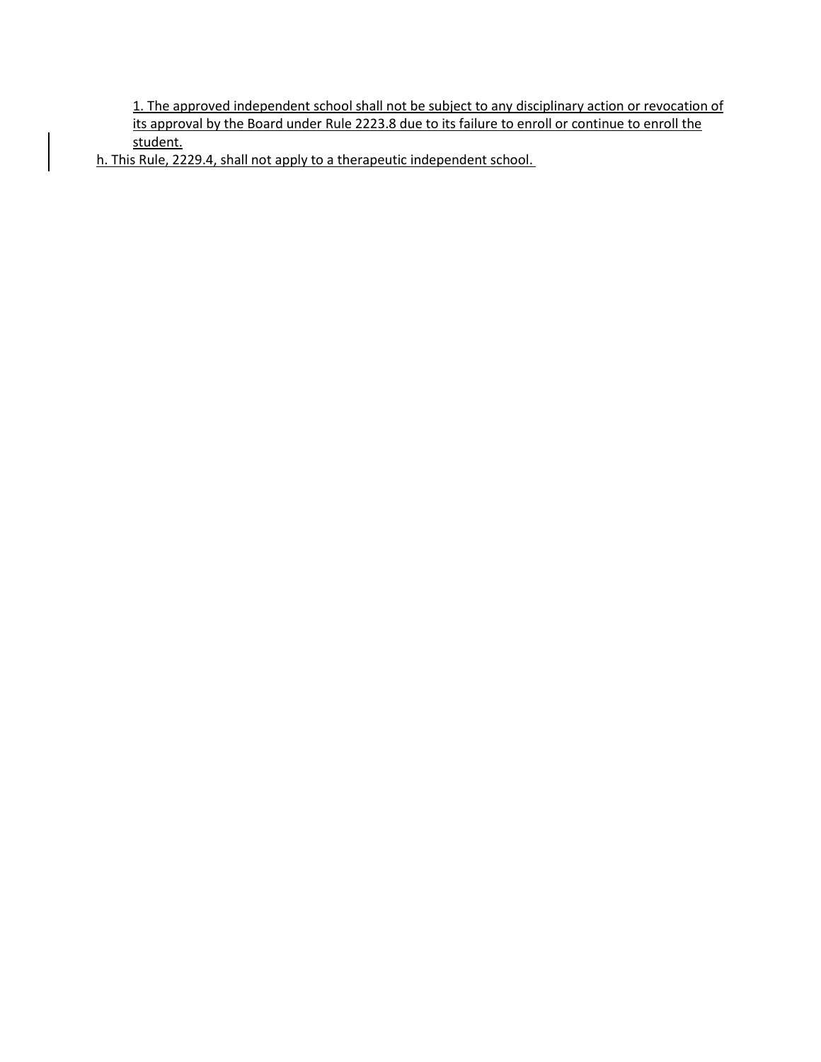1. The approved independent school shall not be subject to any disciplinary action or revocation of its approval by the Board under Rule 2223.8 due to its failure to enroll or continue to enroll the student.

h. This Rule, 2229.4, shall not apply to a therapeutic independent school.